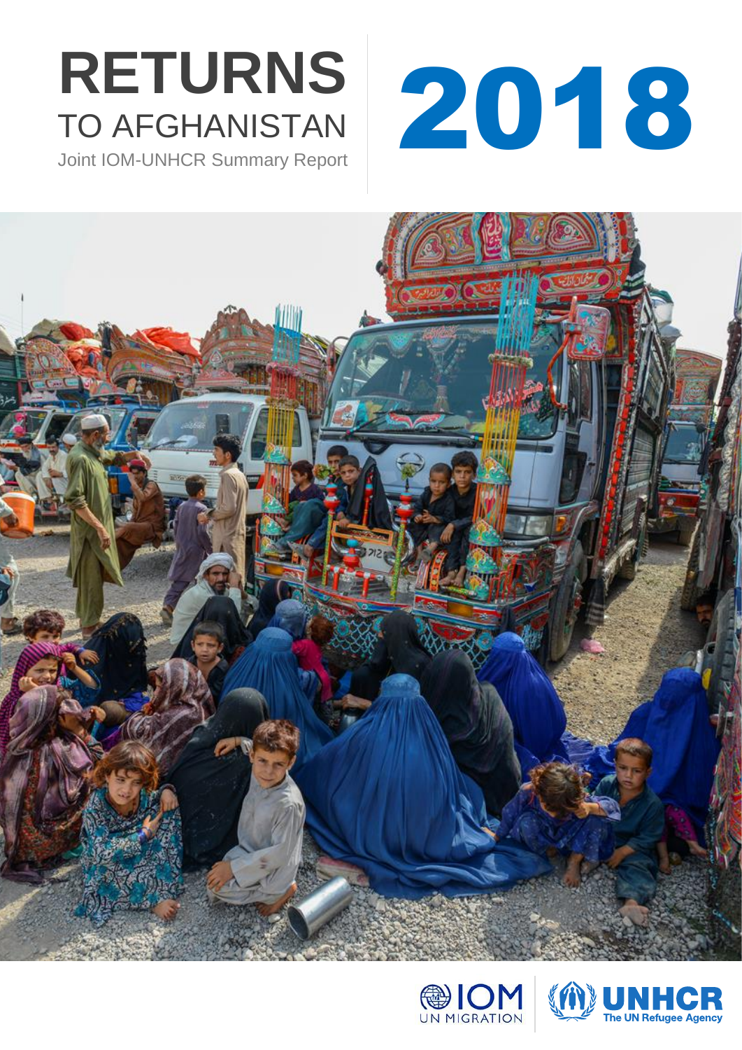# RETURNS TO AFGHANISTAN 2018

Joint IOM-UNHCR Summary Report

IOM UN MIGRATION

UNHCR The UN Refugee Agency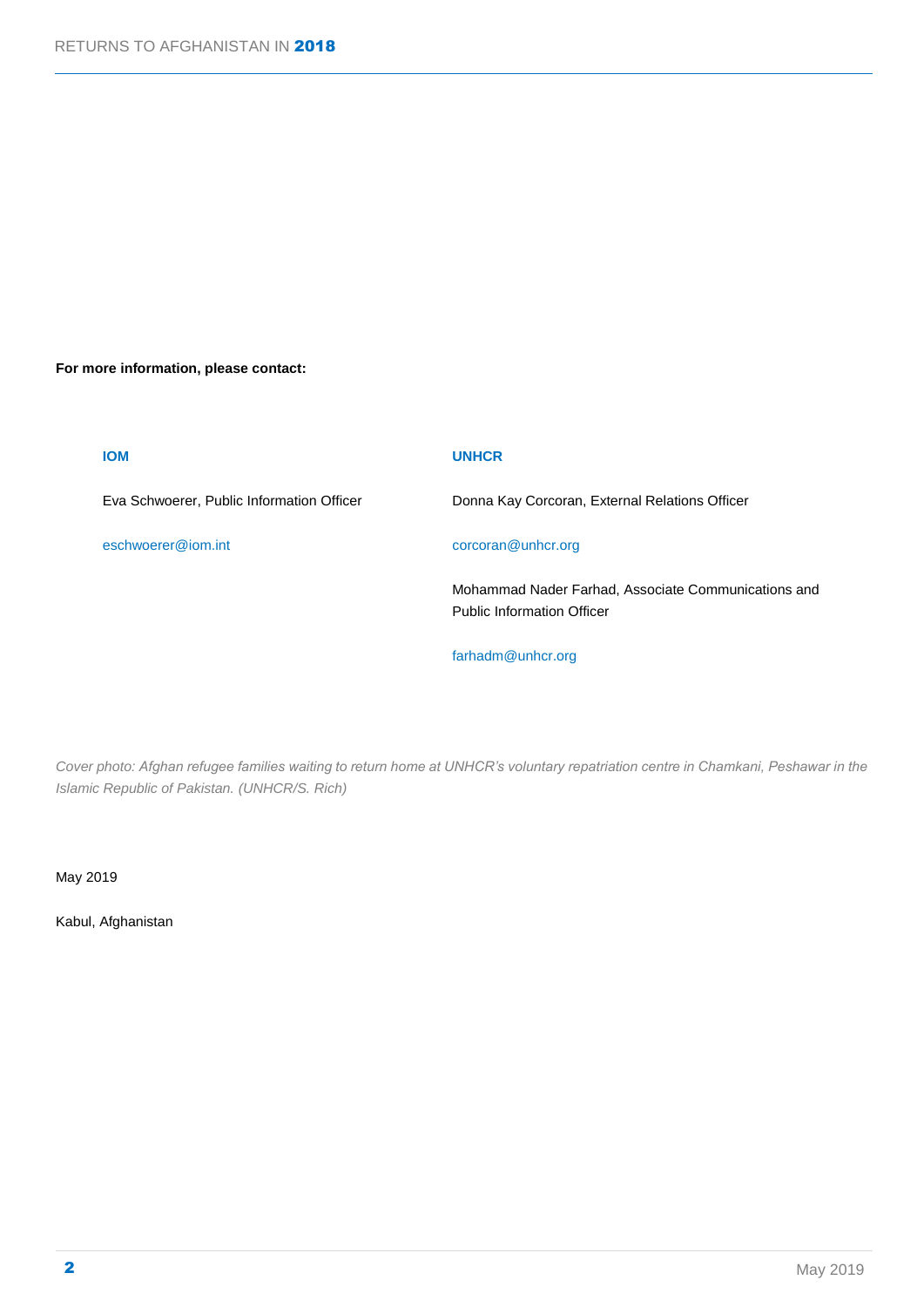**For more information, please contact:**

**IOM**

Eva Schwoerer, Public Information Officer

eschwoerer@iom.int

**UNHCR**

Donna Kay Corcoran, External Relations Officer

corcoran@unhcr.org

Mohammad Nader Farhad, Associate Communications and Public Information Officer

farhadm@unhcr.org

*Cover photo: Afghan refugee families waiting to return home at UNHCR's voluntary repatriation centre in Chamkani, Peshawar in the Islamic Republic of Pakistan. (UNHCR/S. Rich)*

May 2019

Kabul, Afghanistan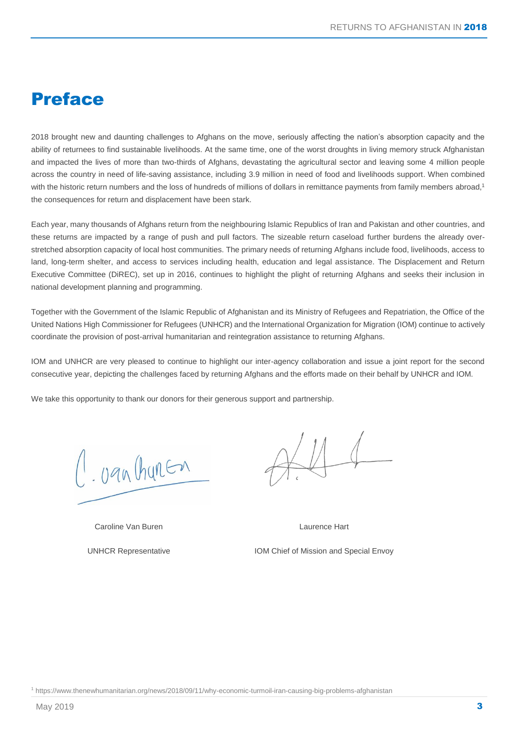# Preface

2018 brought new and daunting challenges to Afghans on the move, seriously affecting the nation's absorption capacity and the ability of returnees to find sustainable livelihoods. At the same time, one of the worst droughts in living memory struck Afghanistan and impacted the lives of more than two-thirds of Afghans, devastating the agricultural sector and leaving some 4 million people across the country in need of life-saving assistance, including 3.9 million in need of food and livelihoods support. When combined with the historic return numbers and the loss of hundreds of millions of dollars in remittance payments from family members abroad,[1] the consequences for return and displacement have been stark.

Each year, many thousands of Afghans return from the neighbouring Islamic Republics of Iran and Pakistan and other countries, and these returns are impacted by a range of push and pull factors. The sizeable return caseload further burdens the already over-stretched absorption capacity of local host communities. The primary needs of returning Afghans include food, livelihoods, access to land, long-term shelter, and access to services including health, education and legal assistance. The Displacement and Return Executive Committee (DiREC), set up in 2016, continues to highlight the plight of returning Afghans and seeks their inclusion in national development planning and programming.

Together with the Government of the Islamic Republic of Afghanistan and its Ministry of Refugees and Repatriation, the Office of the United Nations High Commissioner for Refugees (UNHCR) and the International Organization for Migration (IOM) continue to actively coordinate the provision of post-arrival humanitarian and reintegration assistance to returning Afghans.

IOM and UNHCR are very pleased to continue to highlight our inter-agency collaboration and issue a joint report for the second consecutive year, depicting the challenges faced by returning Afghans and the efforts made on their behalf by UNHCR and IOM.

We take this opportunity to thank our donors for their generous support and partnership.

| Caroline Van Buren | Laurence Hart |
|---|---|
| UNHCR Representative | IOM Chief of Mission and Special Envoy |

[1] https://www.thenewhumanitarian.org/news/2018/09/11/why-economic-turmoil-iran-causing-big-problems-afghanistan

May 2019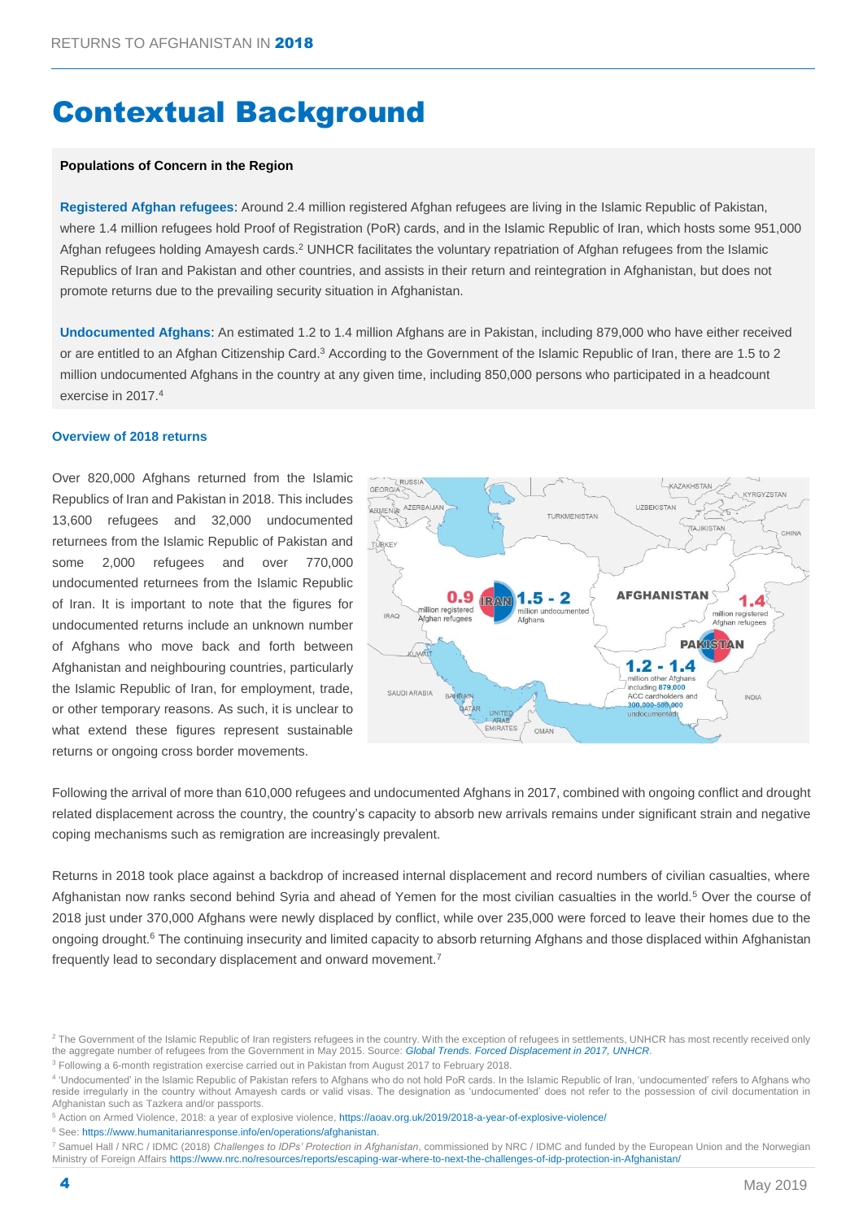# Contextual Background

**Populations of Concern in the Region**

**Registered Afghan refugees**: Around 2.4 million registered Afghan refugees are living in the Islamic Republic of Pakistan, where 1.4 million refugees hold Proof of Registration (PoR) cards, and in the Islamic Republic of Iran, which hosts some 951,000 Afghan refugees holding Amayesh cards.[2] UNHCR facilitates the voluntary repatriation of Afghan refugees from the Islamic Republics of Iran and Pakistan and other countries, and assists in their return and reintegration in Afghanistan, but does not promote returns due to the prevailing security situation in Afghanistan.

**Undocumented Afghans**: An estimated 1.2 to 1.4 million Afghans are in Pakistan, including 879,000 who have either received or are entitled to an Afghan Citizenship Card.[3] According to the Government of the Islamic Republic of Iran, there are 1.5 to 2 million undocumented Afghans in the country at any given time, including 850,000 persons who participated in a headcount exercise in 2017.[4]

### Overview of 2018 returns

Over 820,000 Afghans returned from the Islamic Republics of Iran and Pakistan in 2018. This includes 13,600 refugees and 32,000 undocumented returnees from the Islamic Republic of Pakistan and some 2,000 refugees and over 770,000 undocumented returnees from the Islamic Republic of Iran. It is important to note that the figures for undocumented returns include an unknown number of Afghans who move back and forth between Afghanistan and neighbouring countries, particularly the Islamic Republic of Iran, for employment, trade, or other temporary reasons. As such, it is unclear to what extend these figures represent sustainable returns or ongoing cross border movements.

IRAN: 0.9 million registered Afghan refugees; 1.5 - 2 million undocumented Afghans

AFGHANISTAN

PAKISTAN: 1.4 million registered Afghan refugees; 1.2 - 1.4 million other Afghans including 879,000 ACC cardholders and 300,000-500,000 undocumented

Following the arrival of more than 610,000 refugees and undocumented Afghans in 2017, combined with ongoing conflict and drought related displacement across the country, the country's capacity to absorb new arrivals remains under significant strain and negative coping mechanisms such as remigration are increasingly prevalent.

Returns in 2018 took place against a backdrop of increased internal displacement and record numbers of civilian casualties, where Afghanistan now ranks second behind Syria and ahead of Yemen for the most civilian casualties in the world.[5] Over the course of 2018 just under 370,000 Afghans were newly displaced by conflict, while over 235,000 were forced to leave their homes due to the ongoing drought.[6] The continuing insecurity and limited capacity to absorb returning Afghans and those displaced within Afghanistan frequently lead to secondary displacement and onward movement.[7]

---

[2] The Government of the Islamic Republic of Iran registers refugees in the country. With the exception of refugees in settlements, UNHCR has most recently received only the aggregate number of refugees from the Government in May 2015. Source: *Global Trends. Forced Displacement in 2017, UNHCR*.

[3] Following a 6-month registration exercise carried out in Pakistan from August 2017 to February 2018.

[4] 'Undocumented' in the Islamic Republic of Pakistan refers to Afghans who do not hold PoR cards. In the Islamic Republic of Iran, 'undocumented' refers to Afghans who reside irregularly in the country without Amayesh cards or valid visas. The designation as 'undocumented' does not refer to the possession of civil documentation in Afghanistan such as Tazkera and/or passports.

[5] Action on Armed Violence, 2018: a year of explosive violence, https://aoav.org.uk/2019/2018-a-year-of-explosive-violence/

[6] See: https://www.humanitarianresponse.info/en/operations/afghanistan.

[7] Samuel Hall / NRC / IDMC (2018) *Challenges to IDPs' Protection in Afghanistan*, commissioned by NRC / IDMC and funded by the European Union and the Norwegian Ministry of Foreign Affairs https://www.nrc.no/resources/reports/escaping-war-where-to-next-the-challenges-of-idp-protection-in-Afghanistan/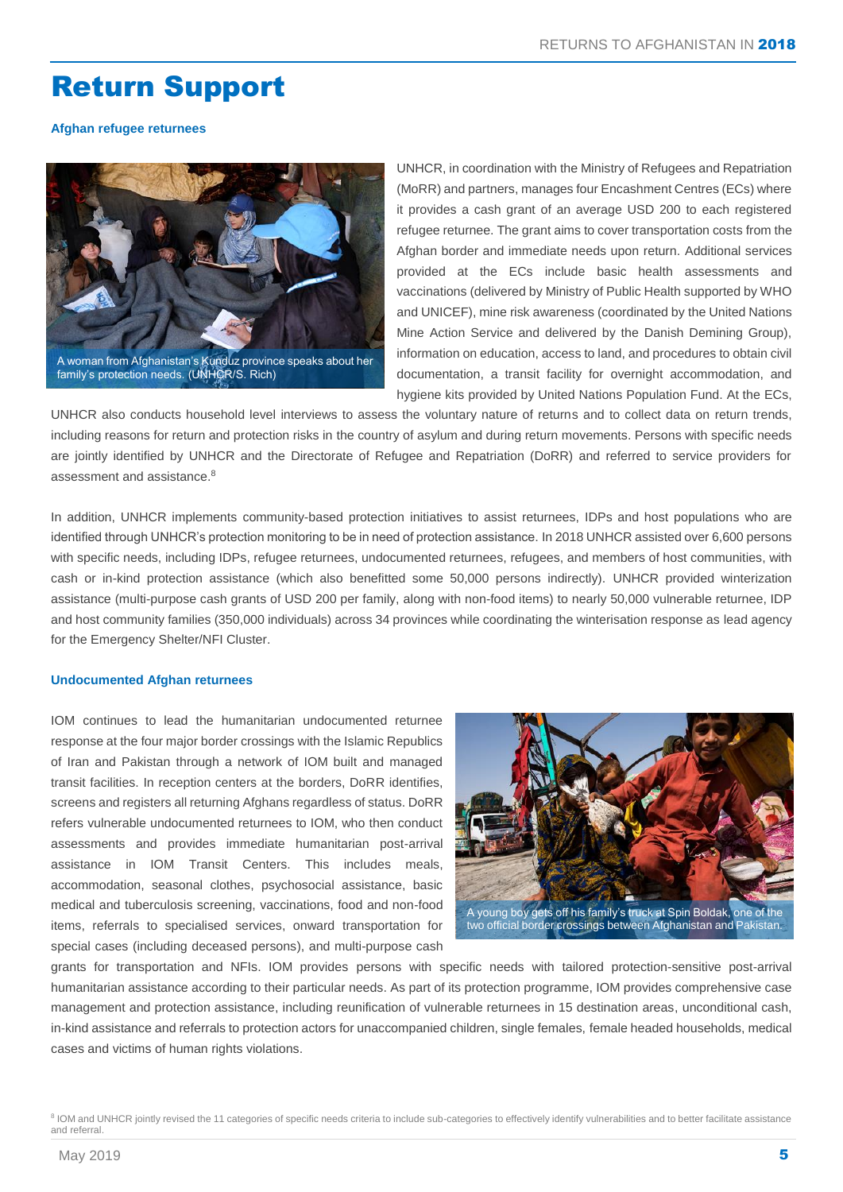# Return Support

### Afghan refugee returnees

A woman from Afghanistan's Kunduz province speaks about her family's protection needs. (UNHCR/S. Rich)

UNHCR, in coordination with the Ministry of Refugees and Repatriation (MoRR) and partners, manages four Encashment Centres (ECs) where it provides a cash grant of an average USD 200 to each registered refugee returnee. The grant aims to cover transportation costs from the Afghan border and immediate needs upon return. Additional services provided at the ECs include basic health assessments and vaccinations (delivered by Ministry of Public Health supported by WHO and UNICEF), mine risk awareness (coordinated by the United Nations Mine Action Service and delivered by the Danish Demining Group), information on education, access to land, and procedures to obtain civil documentation, a transit facility for overnight accommodation, and hygiene kits provided by United Nations Population Fund. At the ECs, UNHCR also conducts household level interviews to assess the voluntary nature of returns and to collect data on return trends, including reasons for return and protection risks in the country of asylum and during return movements. Persons with specific needs are jointly identified by UNHCR and the Directorate of Refugee and Repatriation (DoRR) and referred to service providers for assessment and assistance.[8]

In addition, UNHCR implements community-based protection initiatives to assist returnees, IDPs and host populations who are identified through UNHCR's protection monitoring to be in need of protection assistance. In 2018 UNHCR assisted over 6,600 persons with specific needs, including IDPs, refugee returnees, undocumented returnees, refugees, and members of host communities, with cash or in-kind protection assistance (which also benefitted some 50,000 persons indirectly). UNHCR provided winterization assistance (multi-purpose cash grants of USD 200 per family, along with non-food items) to nearly 50,000 vulnerable returnee, IDP and host community families (350,000 individuals) across 34 provinces while coordinating the winterisation response as lead agency for the Emergency Shelter/NFI Cluster.

### Undocumented Afghan returnees

IOM continues to lead the humanitarian undocumented returnee response at the four major border crossings with the Islamic Republics of Iran and Pakistan through a network of IOM built and managed transit facilities. In reception centers at the borders, DoRR identifies, screens and registers all returning Afghans regardless of status. DoRR refers vulnerable undocumented returnees to IOM, who then conduct assessments and provides immediate humanitarian post-arrival assistance in IOM Transit Centers. This includes meals, accommodation, seasonal clothes, psychosocial assistance, basic medical and tuberculosis screening, vaccinations, food and non-food items, referrals to specialised services, onward transportation for special cases (including deceased persons), and multi-purpose cash grants for transportation and NFIs. IOM provides persons with specific needs with tailored protection-sensitive post-arrival humanitarian assistance according to their particular needs. As part of its protection programme, IOM provides comprehensive case management and protection assistance, including reunification of vulnerable returnees in 15 destination areas, unconditional cash, in-kind assistance and referrals to protection actors for unaccompanied children, single females, female headed households, medical cases and victims of human rights violations.

A young boy gets off his family's truck at Spin Boldak, one of the two official border crossings between Afghanistan and Pakistan.

[8] IOM and UNHCR jointly revised the 11 categories of specific needs criteria to include sub-categories to effectively identify vulnerabilities and to better facilitate assistance and referral.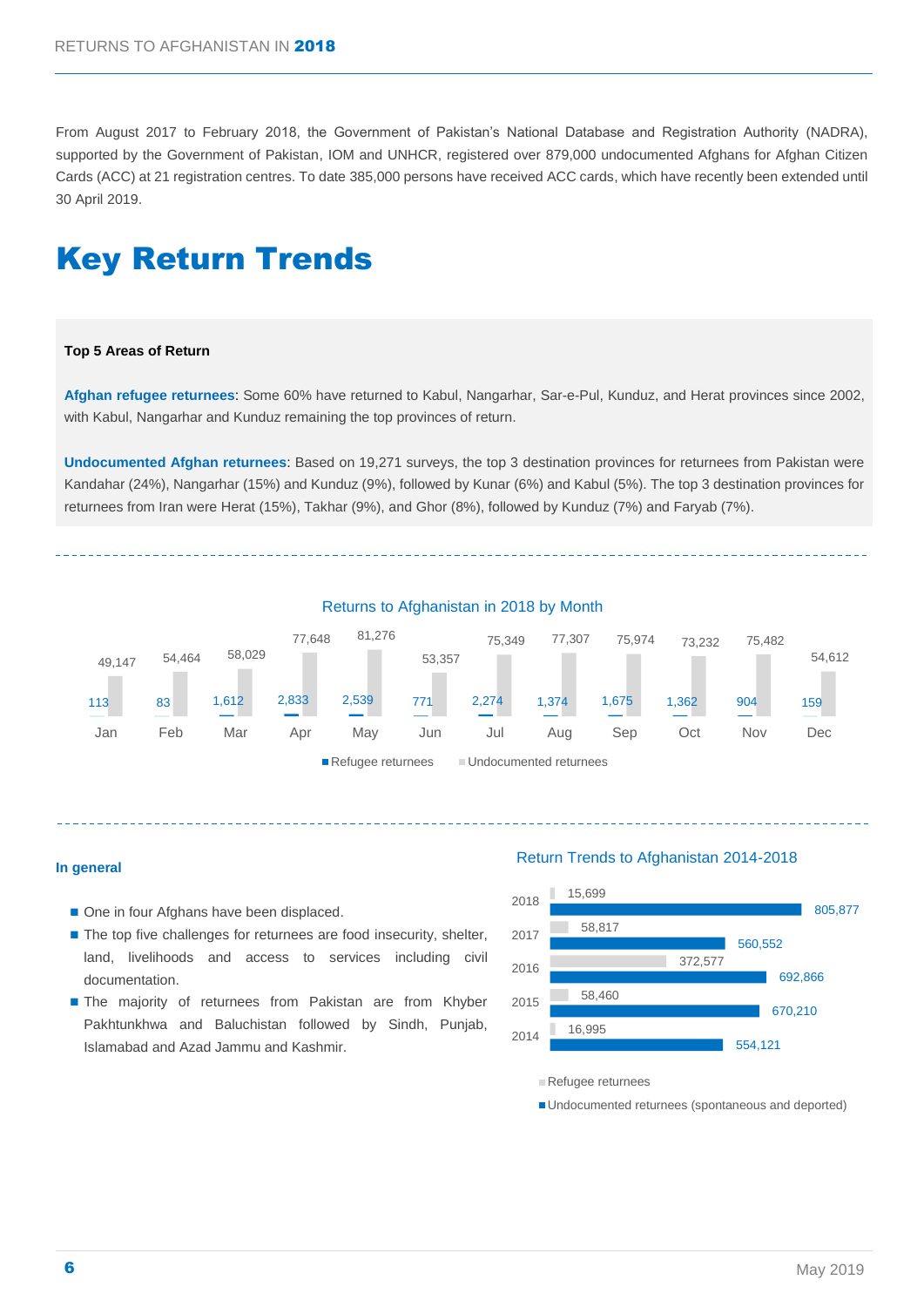From August 2017 to February 2018, the Government of Pakistan's National Database and Registration Authority (NADRA), supported by the Government of Pakistan, IOM and UNHCR, registered over 879,000 undocumented Afghans for Afghan Citizen Cards (ACC) at 21 registration centres. To date 385,000 persons have received ACC cards, which have recently been extended until 30 April 2019.

# Key Return Trends

**Top 5 Areas of Return**

**Afghan refugee returnees**: Some 60% have returned to Kabul, Nangarhar, Sar-e-Pul, Kunduz, and Herat provinces since 2002, with Kabul, Nangarhar and Kunduz remaining the top provinces of return.

**Undocumented Afghan returnees**: Based on 19,271 surveys, the top 3 destination provinces for returnees from Pakistan were Kandahar (24%), Nangarhar (15%) and Kunduz (9%), followed by Kunar (6%) and Kabul (5%). The top 3 destination provinces for returnees from Iran were Herat (15%), Takhar (9%), and Ghor (8%), followed by Kunduz (7%) and Faryab (7%).

**Returns to Afghanistan in 2018 by Month**

| Month | Refugee returnees | Undocumented returnees |
|---|---|---|
| Jan | 113 | 49,147 |
| Feb | 83 | 54,464 |
| Mar | 1,612 | 58,029 |
| Apr | 2,833 | 77,648 |
| May | 2,539 | 81,276 |
| Jun | 771 | 53,357 |
| Jul | 2,274 | 75,349 |
| Aug | 1,374 | 77,307 |
| Sep | 1,675 | 75,974 |
| Oct | 1,362 | 73,232 |
| Nov | 904 | 75,482 |
| Dec | 159 | 54,612 |

**In general**

- One in four Afghans have been displaced.
- The top five challenges for returnees are food insecurity, shelter, land, livelihoods and access to services including civil documentation.
- The majority of returnees from Pakistan are from Khyber Pakhtunkhwa and Baluchistan followed by Sindh, Punjab, Islamabad and Azad Jammu and Kashmir.

**Return Trends to Afghanistan 2014-2018**

| Year | Refugee returnees | Undocumented returnees (spontaneous and deported) |
|---|---|---|
| 2018 | 15,699 | 805,877 |
| 2017 | 58,817 | 560,552 |
| 2016 | 372,577 | 692,866 |
| 2015 | 58,460 | 670,210 |
| 2014 | 16,995 | 554,121 |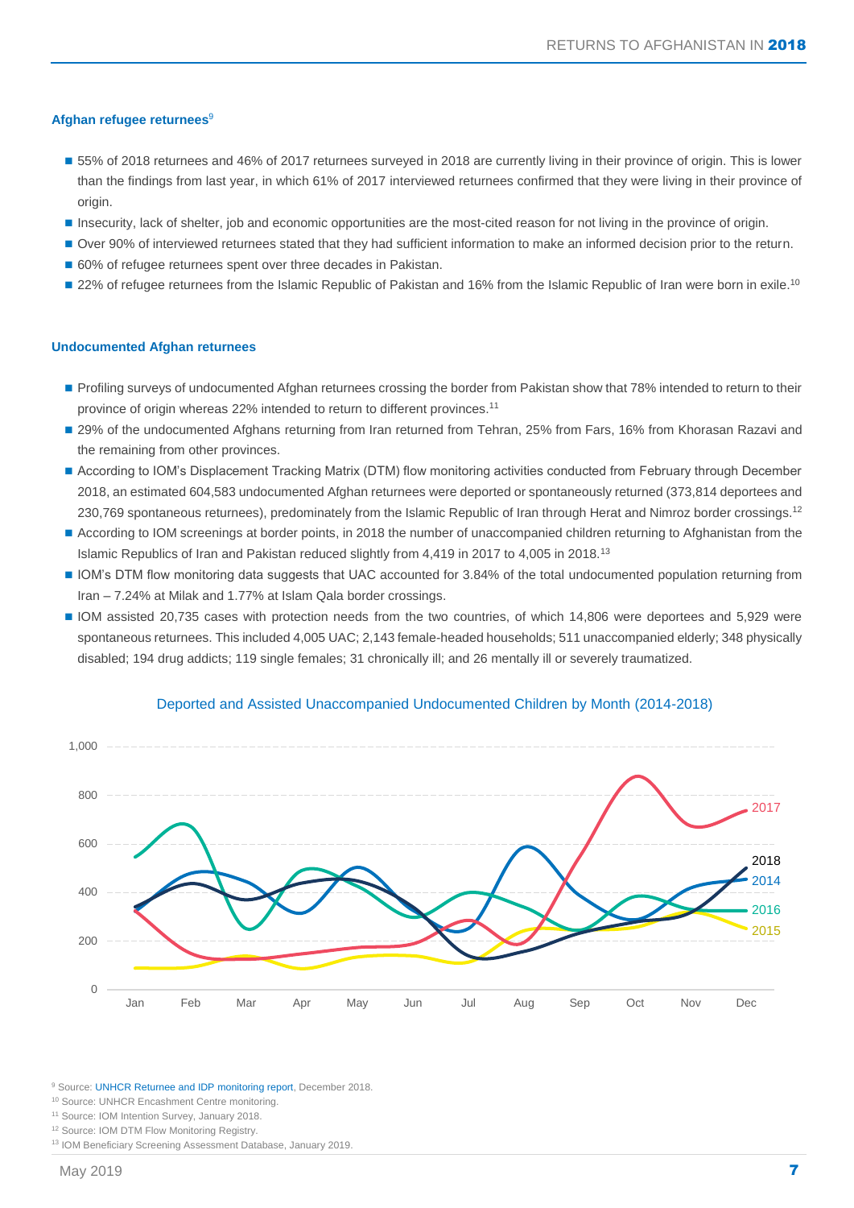### Afghan refugee returnees[9]

- 55% of 2018 returnees and 46% of 2017 returnees surveyed in 2018 are currently living in their province of origin. This is lower than the findings from last year, in which 61% of 2017 interviewed returnees confirmed that they were living in their province of origin.
- Insecurity, lack of shelter, job and economic opportunities are the most-cited reason for not living in the province of origin.
- Over 90% of interviewed returnees stated that they had sufficient information to make an informed decision prior to the return.
- 60% of refugee returnees spent over three decades in Pakistan.
- 22% of refugee returnees from the Islamic Republic of Pakistan and 16% from the Islamic Republic of Iran were born in exile.[10]

### Undocumented Afghan returnees

- Profiling surveys of undocumented Afghan returnees crossing the border from Pakistan show that 78% intended to return to their province of origin whereas 22% intended to return to different provinces.[11]
- 29% of the undocumented Afghans returning from Iran returned from Tehran, 25% from Fars, 16% from Khorasan Razavi and the remaining from other provinces.
- According to IOM's Displacement Tracking Matrix (DTM) flow monitoring activities conducted from February through December 2018, an estimated 604,583 undocumented Afghan returnees were deported or spontaneously returned (373,814 deportees and 230,769 spontaneous returnees), predominately from the Islamic Republic of Iran through Herat and Nimroz border crossings.[12]
- According to IOM screenings at border points, in 2018 the number of unaccompanied children returning to Afghanistan from the Islamic Republics of Iran and Pakistan reduced slightly from 4,419 in 2017 to 4,005 in 2018.[13]
- IOM's DTM flow monitoring data suggests that UAC accounted for 3.84% of the total undocumented population returning from Iran – 7.24% at Milak and 1.77% at Islam Qala border crossings.
- IOM assisted 20,735 cases with protection needs from the two countries, of which 14,806 were deportees and 5,929 were spontaneous returnees. This included 4,005 UAC; 2,143 female-headed households; 511 unaccompanied elderly; 348 physically disabled; 194 drug addicts; 119 single females; 31 chronically ill; and 26 mentally ill or severely traumatized.

Deported and Assisted Unaccompanied Undocumented Children by Month (2014-2018)

[9] Source: UNHCR Returnee and IDP monitoring report, December 2018.
[10] Source: UNHCR Encashment Centre monitoring.
[11] Source: IOM Intention Survey, January 2018.
[12] Source: IOM DTM Flow Monitoring Registry.
[13] IOM Beneficiary Screening Assessment Database, January 2019.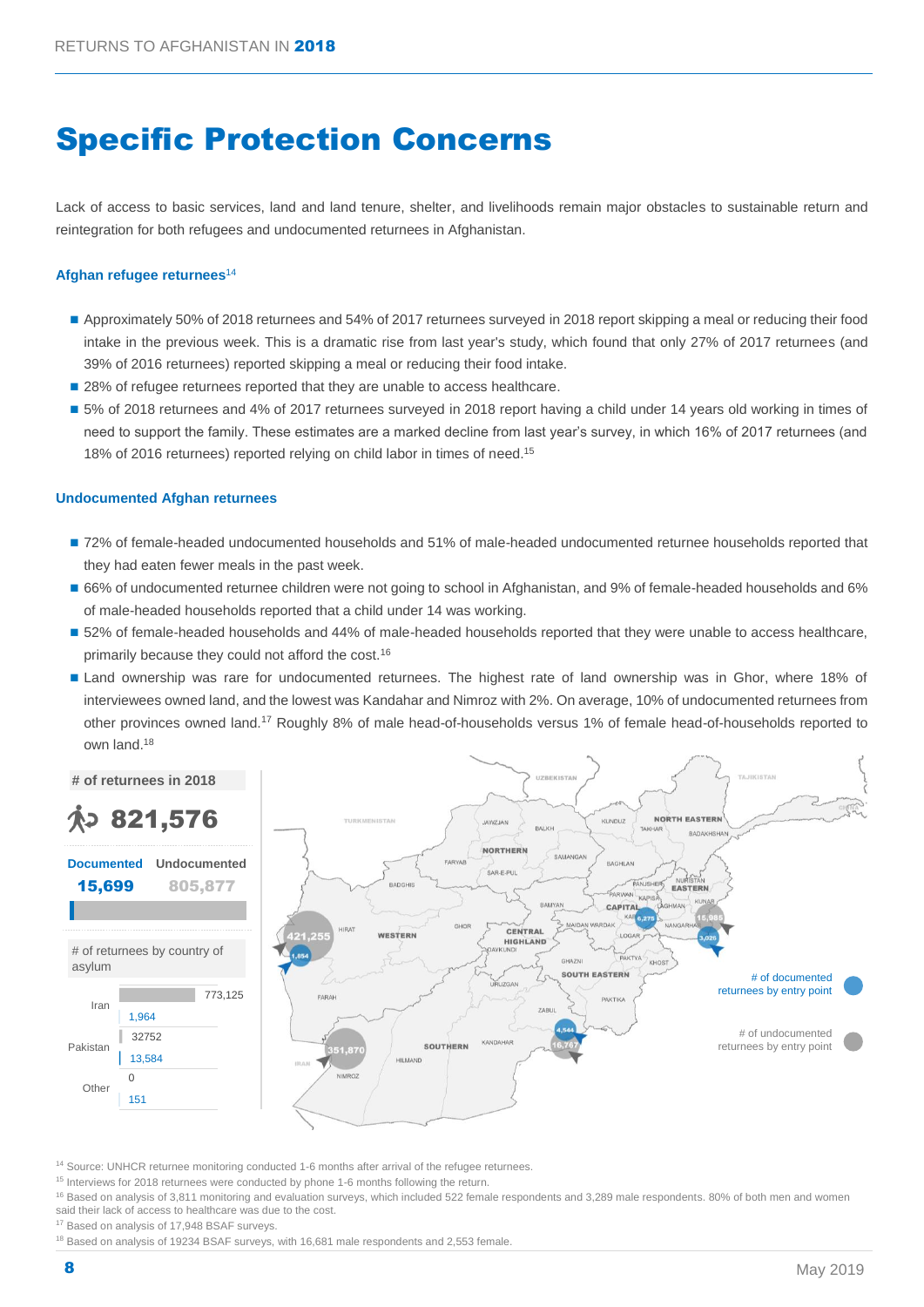# Specific Protection Concerns

Lack of access to basic services, land and land tenure, shelter, and livelihoods remain major obstacles to sustainable return and reintegration for both refugees and undocumented returnees in Afghanistan.

### Afghan refugee returnees[14]

- Approximately 50% of 2018 returnees and 54% of 2017 returnees surveyed in 2018 report skipping a meal or reducing their food intake in the previous week. This is a dramatic rise from last year's study, which found that only 27% of 2017 returnees (and 39% of 2016 returnees) reported skipping a meal or reducing their food intake.
- 28% of refugee returnees reported that they are unable to access healthcare.
- 5% of 2018 returnees and 4% of 2017 returnees surveyed in 2018 report having a child under 14 years old working in times of need to support the family. These estimates are a marked decline from last year's survey, in which 16% of 2017 returnees (and 18% of 2016 returnees) reported relying on child labor in times of need.[15]

### Undocumented Afghan returnees

- 72% of female-headed undocumented households and 51% of male-headed undocumented returnee households reported that they had eaten fewer meals in the past week.
- 66% of undocumented returnee children were not going to school in Afghanistan, and 9% of female-headed households and 6% of male-headed households reported that a child under 14 was working.
- 52% of female-headed households and 44% of male-headed households reported that they were unable to access healthcare, primarily because they could not afford the cost.[16]
- Land ownership was rare for undocumented returnees. The highest rate of land ownership was in Ghor, where 18% of interviewees owned land, and the lowest was Kandahar and Nimroz with 2%. On average, 10% of undocumented returnees from other provinces owned land.[17] Roughly 8% of male head-of-households versus 1% of female head-of-households reported to own land.[18]

**# of returnees in 2018**

**821,576**

| Documented | Undocumented |
|---|---|
| 15,699 | 805,877 |

# of returnees by country of asylum

| Country | Undocumented | Documented |
|---|---|---|
| Iran | 773,125 | 1,964 |
| Pakistan | 32752 | 13,584 |
| Other | 0 | 151 |

Returnees by entry point (map):

| Entry point | # of documented returnees | # of undocumented returnees |
|---|---|---|
| Hirat | 1,054 | 421,255 |
| Nimroz | | 351,870 |
| Kandahar | 4,544 | 16,767 |
| Nangarhar | 3,026 | 15,985 |
| Kabul | 6,275 | |

[14] Source: UNHCR returnee monitoring conducted 1-6 months after arrival of the refugee returnees.

[15] Interviews for 2018 returnees were conducted by phone 1-6 months following the return.

[16] Based on analysis of 3,811 monitoring and evaluation surveys, which included 522 female respondents and 3,289 male respondents. 80% of both men and women said their lack of access to healthcare was due to the cost.

[17] Based on analysis of 17,948 BSAF surveys.

[18] Based on analysis of 19234 BSAF surveys, with 16,681 male respondents and 2,553 female.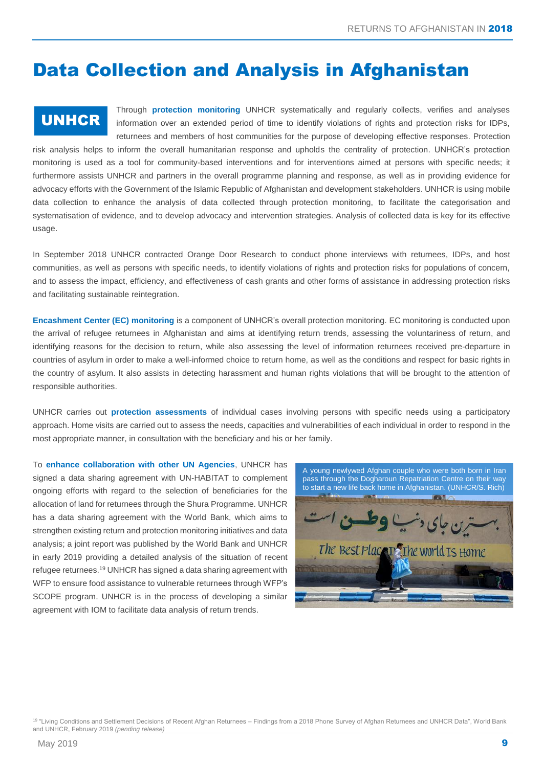# Data Collection and Analysis in Afghanistan

**UNHCR**

Through **protection monitoring** UNHCR systematically and regularly collects, verifies and analyses information over an extended period of time to identify violations of rights and protection risks for IDPs, returnees and members of host communities for the purpose of developing effective responses. Protection risk analysis helps to inform the overall humanitarian response and upholds the centrality of protection. UNHCR's protection monitoring is used as a tool for community-based interventions and for interventions aimed at persons with specific needs; it furthermore assists UNHCR and partners in the overall programme planning and response, as well as in providing evidence for advocacy efforts with the Government of the Islamic Republic of Afghanistan and development stakeholders. UNHCR is using mobile data collection to enhance the analysis of data collected through protection monitoring, to facilitate the categorisation and systematisation of evidence, and to develop advocacy and intervention strategies. Analysis of collected data is key for its effective usage.

In September 2018 UNHCR contracted Orange Door Research to conduct phone interviews with returnees, IDPs, and host communities, as well as persons with specific needs, to identify violations of rights and protection risks for populations of concern, and to assess the impact, efficiency, and effectiveness of cash grants and other forms of assistance in addressing protection risks and facilitating sustainable reintegration.

**Encashment Center (EC) monitoring** is a component of UNHCR's overall protection monitoring. EC monitoring is conducted upon the arrival of refugee returnees in Afghanistan and aims at identifying return trends, assessing the voluntariness of return, and identifying reasons for the decision to return, while also assessing the level of information returnees received pre-departure in countries of asylum in order to make a well-informed choice to return home, as well as the conditions and respect for basic rights in the country of asylum. It also assists in detecting harassment and human rights violations that will be brought to the attention of responsible authorities.

UNHCR carries out **protection assessments** of individual cases involving persons with specific needs using a participatory approach. Home visits are carried out to assess the needs, capacities and vulnerabilities of each individual in order to respond in the most appropriate manner, in consultation with the beneficiary and his or her family.

To **enhance collaboration with other UN Agencies**, UNHCR has signed a data sharing agreement with UN-HABITAT to complement ongoing efforts with regard to the selection of beneficiaries for the allocation of land for returnees through the Shura Programme. UNHCR has a data sharing agreement with the World Bank, which aims to strengthen existing return and protection monitoring initiatives and data analysis; a joint report was published by the World Bank and UNHCR in early 2019 providing a detailed analysis of the situation of recent refugee returnees.[19] UNHCR has signed a data sharing agreement with WFP to ensure food assistance to vulnerable returnees through WFP's SCOPE program. UNHCR is in the process of developing a similar agreement with IOM to facilitate data analysis of return trends.

A young newlywed Afghan couple who were both born in Iran pass through the Dogharoun Repatriation Centre on their way to start a new life back home in Afghanistan. (UNHCR/S. Rich)

[19] "Living Conditions and Settlement Decisions of Recent Afghan Returnees – Findings from a 2018 Phone Survey of Afghan Returnees and UNHCR Data", World Bank and UNHCR, February 2019 *(pending release)*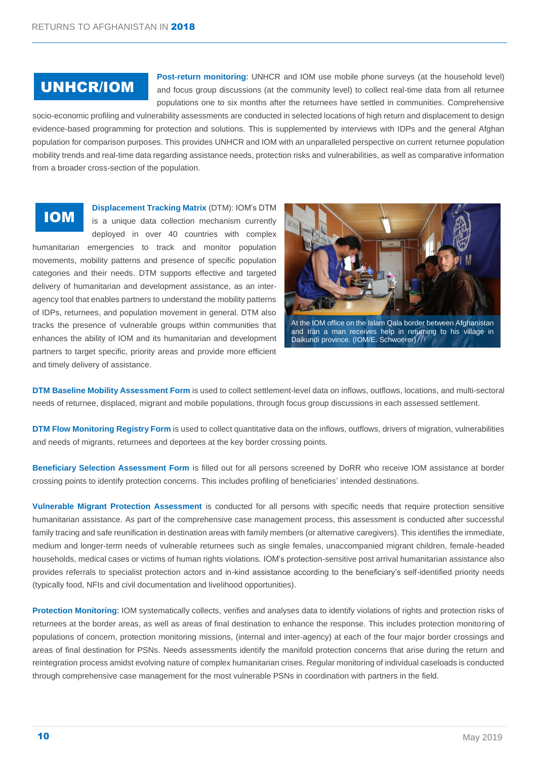## UNHCR/IOM

**Post-return monitoring**: UNHCR and IOM use mobile phone surveys (at the household level) and focus group discussions (at the community level) to collect real-time data from all returnee populations one to six months after the returnees have settled in communities. Comprehensive socio-economic profiling and vulnerability assessments are conducted in selected locations of high return and displacement to design evidence-based programming for protection and solutions. This is supplemented by interviews with IDPs and the general Afghan population for comparison purposes. This provides UNHCR and IOM with an unparalleled perspective on current returnee population mobility trends and real-time data regarding assistance needs, protection risks and vulnerabilities, as well as comparative information from a broader cross-section of the population.

## IOM

**Displacement Tracking Matrix** (DTM): IOM's DTM is a unique data collection mechanism currently deployed in over 40 countries with complex humanitarian emergencies to track and monitor population movements, mobility patterns and presence of specific population categories and their needs. DTM supports effective and targeted delivery of humanitarian and development assistance, as an inter-agency tool that enables partners to understand the mobility patterns of IDPs, returnees, and population movement in general. DTM also tracks the presence of vulnerable groups within communities that enhances the ability of IOM and its humanitarian and development partners to target specific, priority areas and provide more efficient and timely delivery of assistance.

At the IOM office on the Islam Qala border between Afghanistan and Iran a man receives help in returning to his village in Daikundi province. (IOM/E. Schwoerer)

**DTM Baseline Mobility Assessment Form** is used to collect settlement-level data on inflows, outflows, locations, and multi-sectoral needs of returnee, displaced, migrant and mobile populations, through focus group discussions in each assessed settlement.

**DTM Flow Monitoring Registry Form** is used to collect quantitative data on the inflows, outflows, drivers of migration, vulnerabilities and needs of migrants, returnees and deportees at the key border crossing points.

**Beneficiary Selection Assessment Form** is filled out for all persons screened by DoRR who receive IOM assistance at border crossing points to identify protection concerns. This includes profiling of beneficiaries' intended destinations.

**Vulnerable Migrant Protection Assessment** is conducted for all persons with specific needs that require protection sensitive humanitarian assistance. As part of the comprehensive case management process, this assessment is conducted after successful family tracing and safe reunification in destination areas with family members (or alternative caregivers). This identifies the immediate, medium and longer-term needs of vulnerable returnees such as single females, unaccompanied migrant children, female-headed households, medical cases or victims of human rights violations. IOM's protection-sensitive post arrival humanitarian assistance also provides referrals to specialist protection actors and in-kind assistance according to the beneficiary's self-identified priority needs (typically food, NFIs and civil documentation and livelihood opportunities).

**Protection Monitoring**: IOM systematically collects, verifies and analyses data to identify violations of rights and protection risks of returnees at the border areas, as well as areas of final destination to enhance the response. This includes protection monitoring of populations of concern, protection monitoring missions, (internal and inter-agency) at each of the four major border crossings and areas of final destination for PSNs. Needs assessments identify the manifold protection concerns that arise during the return and reintegration process amidst evolving nature of complex humanitarian crises. Regular monitoring of individual caseloads is conducted through comprehensive case management for the most vulnerable PSNs in coordination with partners in the field.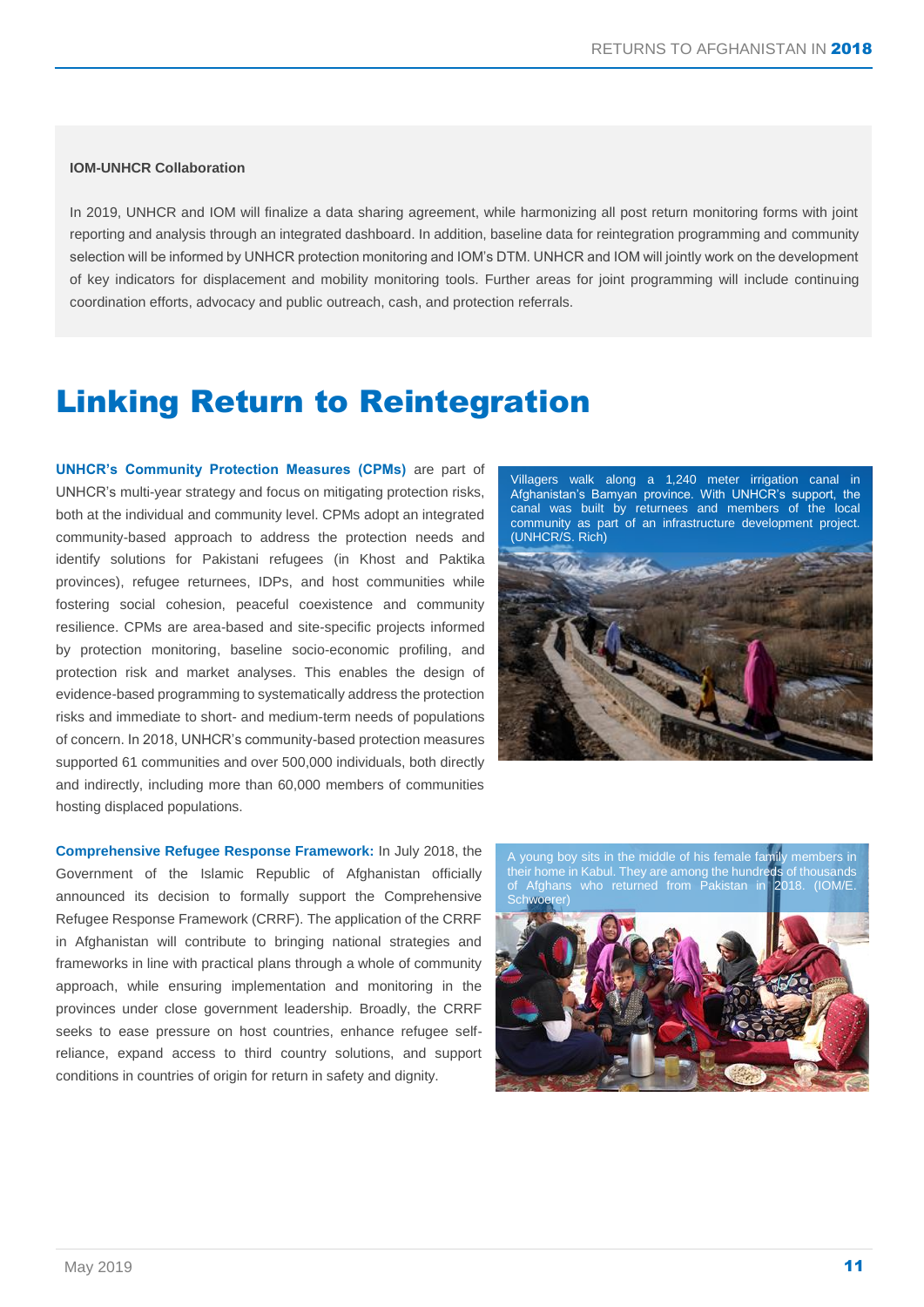**IOM-UNHCR Collaboration**

In 2019, UNHCR and IOM will finalize a data sharing agreement, while harmonizing all post return monitoring forms with joint reporting and analysis through an integrated dashboard. In addition, baseline data for reintegration programming and community selection will be informed by UNHCR protection monitoring and IOM's DTM. UNHCR and IOM will jointly work on the development of key indicators for displacement and mobility monitoring tools. Further areas for joint programming will include continuing coordination efforts, advocacy and public outreach, cash, and protection referrals.

# Linking Return to Reintegration

**UNHCR's Community Protection Measures (CPMs)** are part of UNHCR's multi-year strategy and focus on mitigating protection risks, both at the individual and community level. CPMs adopt an integrated community-based approach to address the protection needs and identify solutions for Pakistani refugees (in Khost and Paktika provinces), refugee returnees, IDPs, and host communities while fostering social cohesion, peaceful coexistence and community resilience. CPMs are area-based and site-specific projects informed by protection monitoring, baseline socio-economic profiling, and protection risk and market analyses. This enables the design of evidence-based programming to systematically address the protection risks and immediate to short- and medium-term needs of populations of concern. In 2018, UNHCR's community-based protection measures supported 61 communities and over 500,000 individuals, both directly and indirectly, including more than 60,000 members of communities hosting displaced populations.

Villagers walk along a 1,240 meter irrigation canal in Afghanistan's Bamyan province. With UNHCR's support, the canal was built by returnees and members of the local community as part of an infrastructure development project. (UNHCR/S. Rich)

**Comprehensive Refugee Response Framework:** In July 2018, the Government of the Islamic Republic of Afghanistan officially announced its decision to formally support the Comprehensive Refugee Response Framework (CRRF). The application of the CRRF in Afghanistan will contribute to bringing national strategies and frameworks in line with practical plans through a whole of community approach, while ensuring implementation and monitoring in the provinces under close government leadership. Broadly, the CRRF seeks to ease pressure on host countries, enhance refugee self-reliance, expand access to third country solutions, and support conditions in countries of origin for return in safety and dignity.

A young boy sits in the middle of his female family members in their home in Kabul. They are among the hundreds of thousands of Afghans who returned from Pakistan in 2018. (IOM/E. Schwoerer)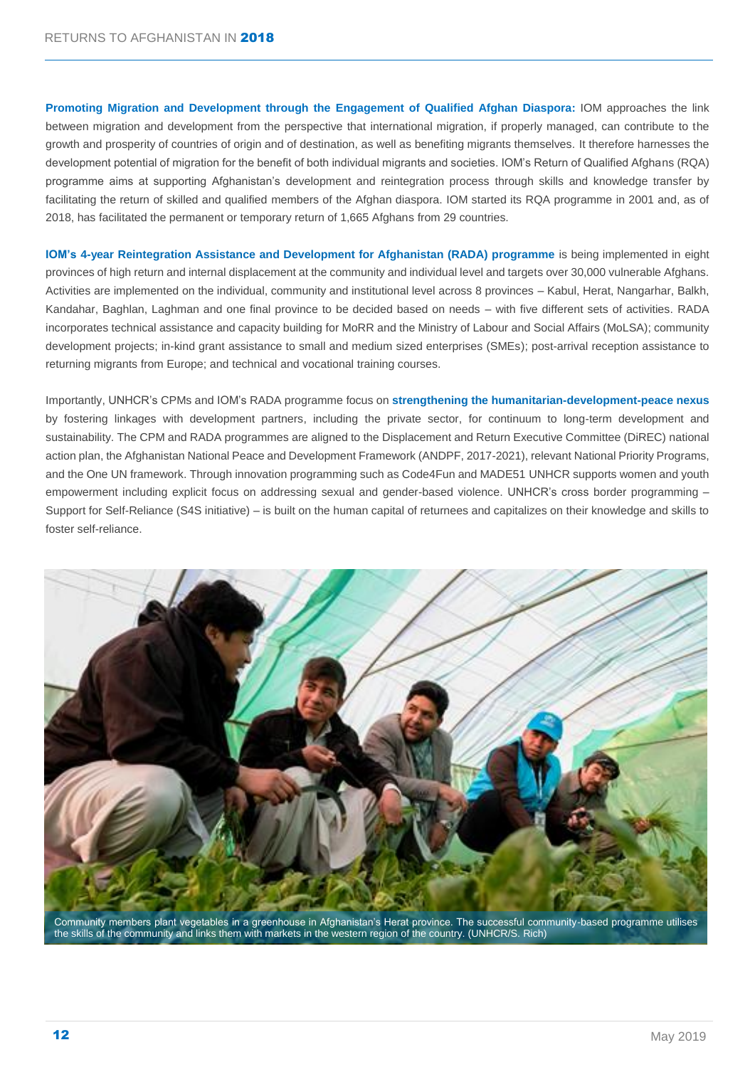**Promoting Migration and Development through the Engagement of Qualified Afghan Diaspora:** IOM approaches the link between migration and development from the perspective that international migration, if properly managed, can contribute to the growth and prosperity of countries of origin and of destination, as well as benefiting migrants themselves. It therefore harnesses the development potential of migration for the benefit of both individual migrants and societies. IOM's Return of Qualified Afghans (RQA) programme aims at supporting Afghanistan's development and reintegration process through skills and knowledge transfer by facilitating the return of skilled and qualified members of the Afghan diaspora. IOM started its RQA programme in 2001 and, as of 2018, has facilitated the permanent or temporary return of 1,665 Afghans from 29 countries.

**IOM's 4-year Reintegration Assistance and Development for Afghanistan (RADA) programme** is being implemented in eight provinces of high return and internal displacement at the community and individual level and targets over 30,000 vulnerable Afghans. Activities are implemented on the individual, community and institutional level across 8 provinces – Kabul, Herat, Nangarhar, Balkh, Kandahar, Baghlan, Laghman and one final province to be decided based on needs – with five different sets of activities. RADA incorporates technical assistance and capacity building for MoRR and the Ministry of Labour and Social Affairs (MoLSA); community development projects; in-kind grant assistance to small and medium sized enterprises (SMEs); post-arrival reception assistance to returning migrants from Europe; and technical and vocational training courses.

Importantly, UNHCR's CPMs and IOM's RADA programme focus on **strengthening the humanitarian-development-peace nexus** by fostering linkages with development partners, including the private sector, for continuum to long-term development and sustainability. The CPM and RADA programmes are aligned to the Displacement and Return Executive Committee (DiREC) national action plan, the Afghanistan National Peace and Development Framework (ANDPF, 2017-2021), relevant National Priority Programs, and the One UN framework. Through innovation programming such as Code4Fun and MADE51 UNHCR supports women and youth empowerment including explicit focus on addressing sexual and gender-based violence. UNHCR's cross border programming – Support for Self-Reliance (S4S initiative) – is built on the human capital of returnees and capitalizes on their knowledge and skills to foster self-reliance.

Community members plant vegetables in a greenhouse in Afghanistan's Herat province. The successful community-based programme utilises the skills of the community and links them with markets in the western region of the country. (UNHCR/S. Rich)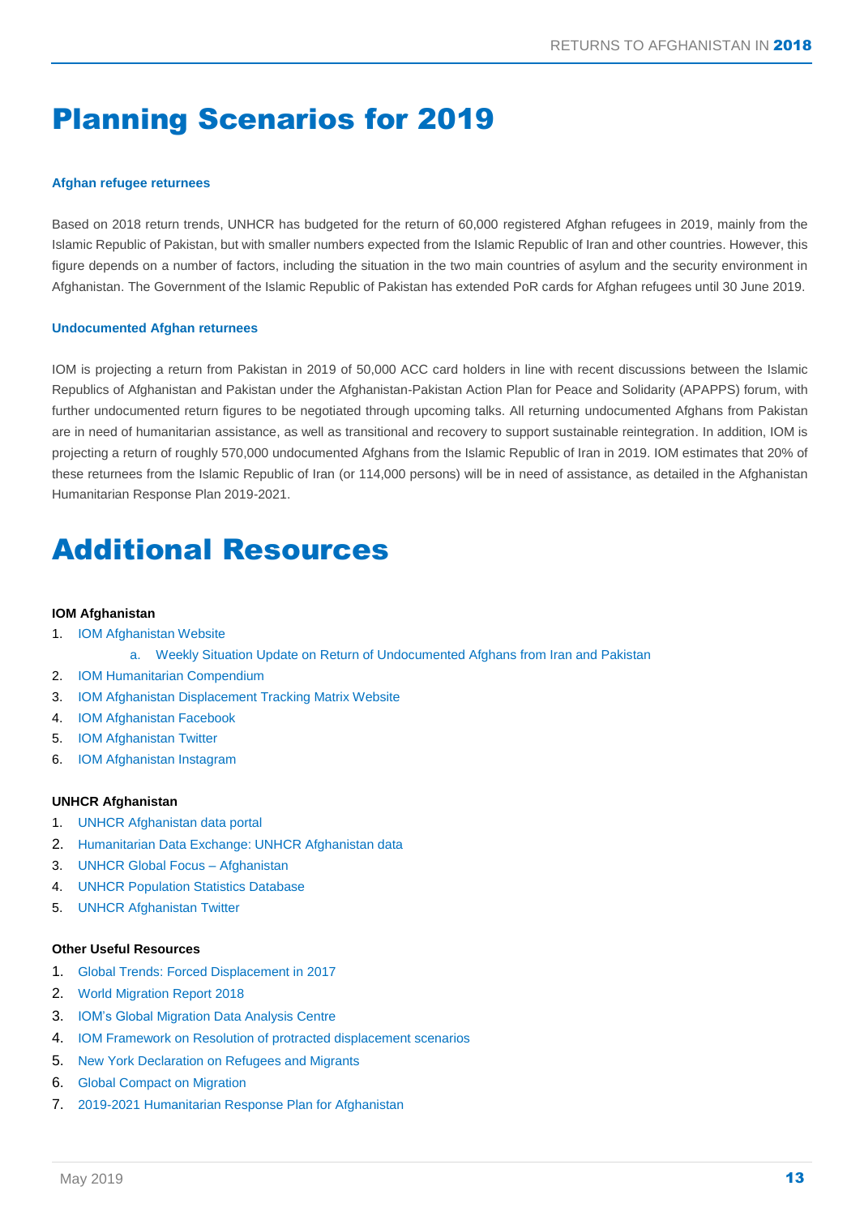# Planning Scenarios for 2019

**Afghan refugee returnees**

Based on 2018 return trends, UNHCR has budgeted for the return of 60,000 registered Afghan refugees in 2019, mainly from the Islamic Republic of Pakistan, but with smaller numbers expected from the Islamic Republic of Iran and other countries. However, this figure depends on a number of factors, including the situation in the two main countries of asylum and the security environment in Afghanistan. The Government of the Islamic Republic of Pakistan has extended PoR cards for Afghan refugees until 30 June 2019.

**Undocumented Afghan returnees**

IOM is projecting a return from Pakistan in 2019 of 50,000 ACC card holders in line with recent discussions between the Islamic Republics of Afghanistan and Pakistan under the Afghanistan-Pakistan Action Plan for Peace and Solidarity (APAPPS) forum, with further undocumented return figures to be negotiated through upcoming talks. All returning undocumented Afghans from Pakistan are in need of humanitarian assistance, as well as transitional and recovery to support sustainable reintegration. In addition, IOM is projecting a return of roughly 570,000 undocumented Afghans from the Islamic Republic of Iran in 2019. IOM estimates that 20% of these returnees from the Islamic Republic of Iran (or 114,000 persons) will be in need of assistance, as detailed in the Afghanistan Humanitarian Response Plan 2019-2021.

# Additional Resources

**IOM Afghanistan**

1. IOM Afghanistan Website
   a. Weekly Situation Update on Return of Undocumented Afghans from Iran and Pakistan
2. IOM Humanitarian Compendium
3. IOM Afghanistan Displacement Tracking Matrix Website
4. IOM Afghanistan Facebook
5. IOM Afghanistan Twitter
6. IOM Afghanistan Instagram

**UNHCR Afghanistan**

1. UNHCR Afghanistan data portal
2. Humanitarian Data Exchange: UNHCR Afghanistan data
3. UNHCR Global Focus – Afghanistan
4. UNHCR Population Statistics Database
5. UNHCR Afghanistan Twitter

**Other Useful Resources**

1. Global Trends: Forced Displacement in 2017
2. World Migration Report 2018
3. IOM's Global Migration Data Analysis Centre
4. IOM Framework on Resolution of protracted displacement scenarios
5. New York Declaration on Refugees and Migrants
6. Global Compact on Migration
7. 2019-2021 Humanitarian Response Plan for Afghanistan